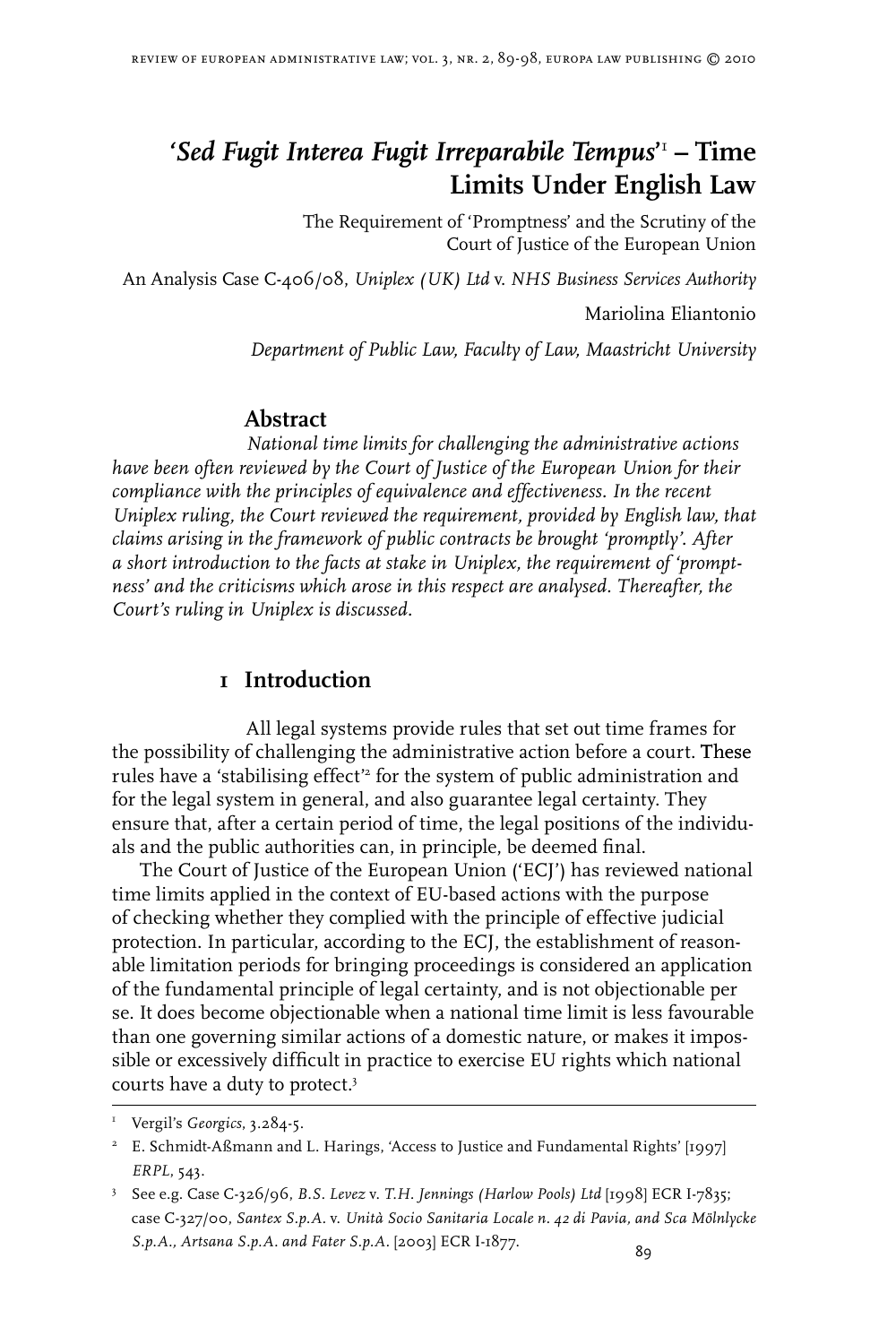# *'Sed Fugit Interea Fugit Irreparabile Tempus'*[1] – Time Limits Under English Law

The Requirement of 'Promptness' and the Scrutiny of the Court of Justice of the European Union

An Analysis Case C-406/08, *Uniplex (UK) Ltd* v. *NHS Business Services Authority*

Mariolina Eliantonio

*Department of Public Law, Faculty of Law, Maastricht University*

## Abstract

*National time limits for challenging the administrative actions have been often reviewed by the Court of Justice of the European Union for their compliance with the principles of equivalence and effectiveness. In the recent Uniplex ruling, the Court reviewed the requirement, provided by English law, that claims arising in the framework of public contracts be brought 'promptly'. After a short introduction to the facts at stake in Uniplex, the requirement of 'promptness' and the criticisms which arose in this respect are analysed. Thereafter, the Court's ruling in Uniplex is discussed.*

## 1 Introduction

All legal systems provide rules that set out time frames for the possibility of challenging the administrative action before a court. These rules have a 'stabilising effect'[2] for the system of public administration and for the legal system in general, and also guarantee legal certainty. They ensure that, after a certain period of time, the legal positions of the individuals and the public authorities can, in principle, be deemed final.

The Court of Justice of the European Union ('ECJ') has reviewed national time limits applied in the context of EU-based actions with the purpose of checking whether they complied with the principle of effective judicial protection. In particular, according to the ECJ, the establishment of reasonable limitation periods for bringing proceedings is considered an application of the fundamental principle of legal certainty, and is not objectionable per se. It does become objectionable when a national time limit is less favourable than one governing similar actions of a domestic nature, or makes it impossible or excessively difficult in practice to exercise EU rights which national courts have a duty to protect.[3]

---

[1] Vergil's *Georgics*, 3.284-5.

[2] E. Schmidt-Aßmann and L. Harings, 'Access to Justice and Fundamental Rights' [1997] *ERPL*, 543.

[3] See e.g. Case C-326/96, *B.S. Levez* v. *T.H. Jennings (Harlow Pools) Ltd* [1998] ECR I-7835; case C-327/00, *Santex S.p.A.* v. *Unità Socio Sanitaria Locale n. 42 di Pavia, and Sca Mölnlycke S.p.A., Artsana S.p.A. and Fater S.p.A.* [2003] ECR I-1877.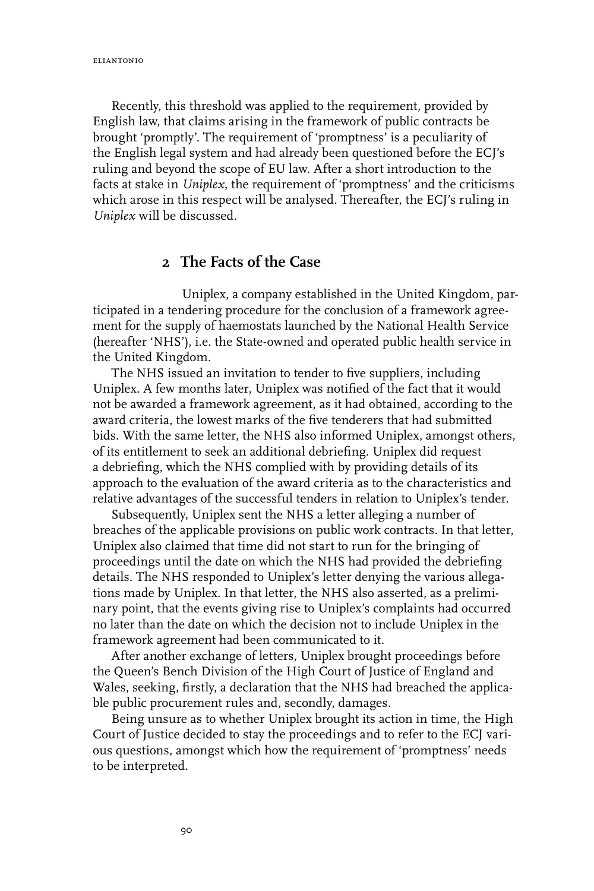Recently, this threshold was applied to the requirement, provided by English law, that claims arising in the framework of public contracts be brought 'promptly'. The requirement of 'promptness' is a peculiarity of the English legal system and had already been questioned before the ECJ's ruling and beyond the scope of EU law. After a short introduction to the facts at stake in *Uniplex*, the requirement of 'promptness' and the criticisms which arose in this respect will be analysed. Thereafter, the ECJ's ruling in *Uniplex* will be discussed.

## 2 The Facts of the Case

Uniplex, a company established in the United Kingdom, participated in a tendering procedure for the conclusion of a framework agreement for the supply of haemostats launched by the National Health Service (hereafter 'NHS'), i.e. the State-owned and operated public health service in the United Kingdom.

The NHS issued an invitation to tender to five suppliers, including Uniplex. A few months later, Uniplex was notified of the fact that it would not be awarded a framework agreement, as it had obtained, according to the award criteria, the lowest marks of the five tenderers that had submitted bids. With the same letter, the NHS also informed Uniplex, amongst others, of its entitlement to seek an additional debriefing. Uniplex did request a debriefing, which the NHS complied with by providing details of its approach to the evaluation of the award criteria as to the characteristics and relative advantages of the successful tenders in relation to Uniplex's tender.

Subsequently, Uniplex sent the NHS a letter alleging a number of breaches of the applicable provisions on public work contracts. In that letter, Uniplex also claimed that time did not start to run for the bringing of proceedings until the date on which the NHS had provided the debriefing details. The NHS responded to Uniplex's letter denying the various allegations made by Uniplex. In that letter, the NHS also asserted, as a preliminary point, that the events giving rise to Uniplex's complaints had occurred no later than the date on which the decision not to include Uniplex in the framework agreement had been communicated to it.

After another exchange of letters, Uniplex brought proceedings before the Queen's Bench Division of the High Court of Justice of England and Wales, seeking, firstly, a declaration that the NHS had breached the applicable public procurement rules and, secondly, damages.

Being unsure as to whether Uniplex brought its action in time, the High Court of Justice decided to stay the proceedings and to refer to the ECJ various questions, amongst which how the requirement of 'promptness' needs to be interpreted.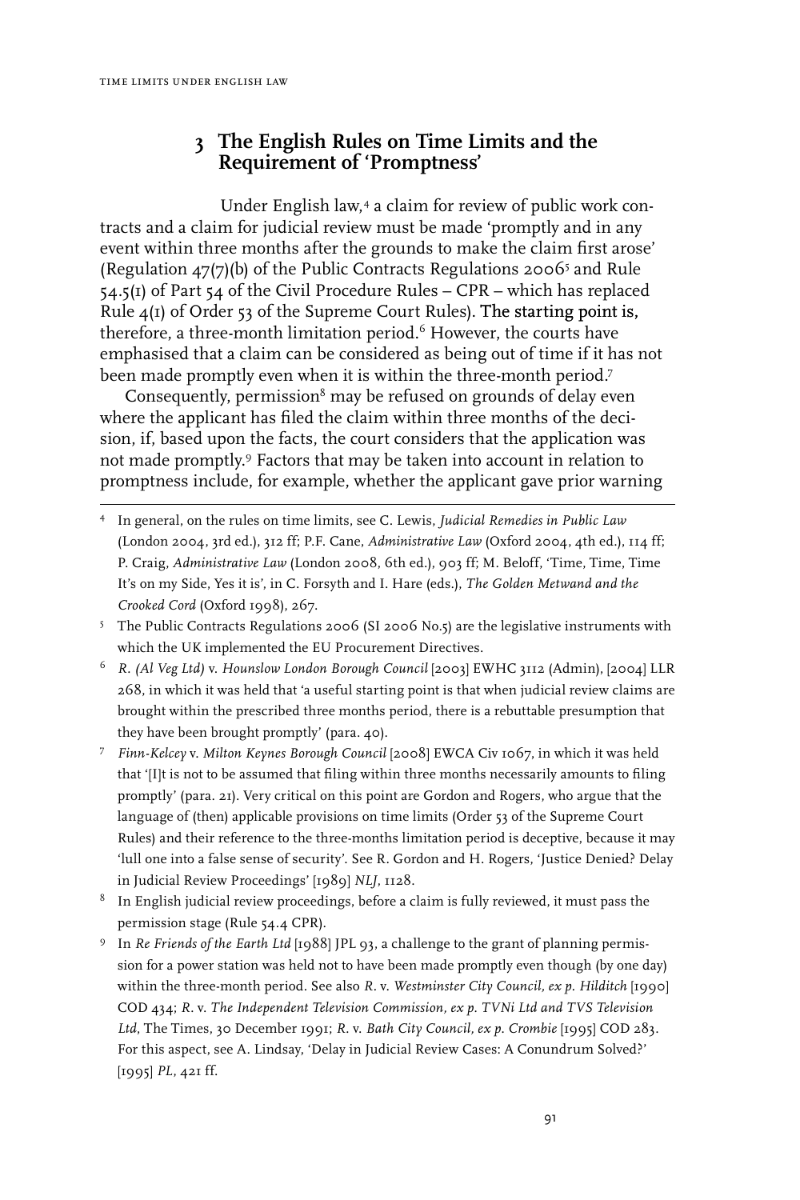## 3 The English Rules on Time Limits and the Requirement of 'Promptness'

Under English law,[4] a claim for review of public work contracts and a claim for judicial review must be made 'promptly and in any event within three months after the grounds to make the claim first arose' (Regulation 47(7)(b) of the Public Contracts Regulations 2006[5] and Rule 54.5(1) of Part 54 of the Civil Procedure Rules – CPR – which has replaced Rule 4(1) of Order 53 of the Supreme Court Rules). The starting point is, therefore, a three-month limitation period.[6] However, the courts have emphasised that a claim can be considered as being out of time if it has not been made promptly even when it is within the three-month period.[7]

Consequently, permission[8] may be refused on grounds of delay even where the applicant has filed the claim within three months of the decision, if, based upon the facts, the court considers that the application was not made promptly.[9] Factors that may be taken into account in relation to promptness include, for example, whether the applicant gave prior warning

---

[4] In general, on the rules on time limits, see C. Lewis, *Judicial Remedies in Public Law* (London 2004, 3rd ed.), 312 ff; P.F. Cane, *Administrative Law* (Oxford 2004, 4th ed.), 114 ff; P. Craig, *Administrative Law* (London 2008, 6th ed.), 903 ff; M. Beloff, 'Time, Time, Time It's on my Side, Yes it is', in C. Forsyth and I. Hare (eds.), *The Golden Metwand and the Crooked Cord* (Oxford 1998), 267.

[5] The Public Contracts Regulations 2006 (SI 2006 No.5) are the legislative instruments with which the UK implemented the EU Procurement Directives.

[6] *R. (Al Veg Ltd)* v. *Hounslow London Borough Council* [2003] EWHC 3112 (Admin), [2004] LLR 268, in which it was held that 'a useful starting point is that when judicial review claims are brought within the prescribed three months period, there is a rebuttable presumption that they have been brought promptly' (para. 40).

[7] *Finn-Kelcey* v. *Milton Keynes Borough Council* [2008] EWCA Civ 1067, in which it was held that '[I]t is not to be assumed that filing within three months necessarily amounts to filing promptly' (para. 21). Very critical on this point are Gordon and Rogers, who argue that the language of (then) applicable provisions on time limits (Order 53 of the Supreme Court Rules) and their reference to the three-months limitation period is deceptive, because it may 'lull one into a false sense of security'. See R. Gordon and H. Rogers, 'Justice Denied? Delay in Judicial Review Proceedings' [1989] *NLJ*, 1128.

[8] In English judicial review proceedings, before a claim is fully reviewed, it must pass the permission stage (Rule 54.4 CPR).

[9] In *Re Friends of the Earth Ltd* [1988] JPL 93, a challenge to the grant of planning permission for a power station was held not to have been made promptly even though (by one day) within the three-month period. See also *R.* v. *Westminster City Council, ex p. Hilditch* [1990] COD 434; *R.* v. *The Independent Television Commission, ex p. TVNi Ltd and TVS Television Ltd*, The Times, 30 December 1991; *R.* v. *Bath City Council, ex p. Crombie* [1995] COD 283. For this aspect, see A. Lindsay, 'Delay in Judicial Review Cases: A Conundrum Solved?' [1995] *PL*, 421 ff.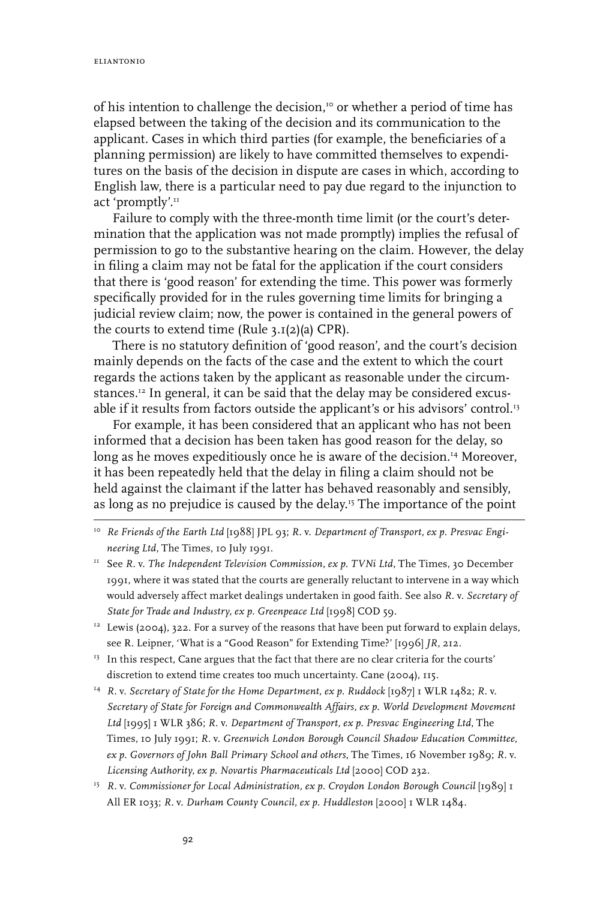of his intention to challenge the decision,[10] or whether a period of time has elapsed between the taking of the decision and its communication to the applicant. Cases in which third parties (for example, the beneficiaries of a planning permission) are likely to have committed themselves to expenditures on the basis of the decision in dispute are cases in which, according to English law, there is a particular need to pay due regard to the injunction to act 'promptly'.[11]

Failure to comply with the three-month time limit (or the court's determination that the application was not made promptly) implies the refusal of permission to go to the substantive hearing on the claim. However, the delay in filing a claim may not be fatal for the application if the court considers that there is 'good reason' for extending the time. This power was formerly specifically provided for in the rules governing time limits for bringing a judicial review claim; now, the power is contained in the general powers of the courts to extend time (Rule 3.1(2)(a) CPR).

There is no statutory definition of 'good reason', and the court's decision mainly depends on the facts of the case and the extent to which the court regards the actions taken by the applicant as reasonable under the circumstances.[12] In general, it can be said that the delay may be considered excusable if it results from factors outside the applicant's or his advisors' control.[13]

For example, it has been considered that an applicant who has not been informed that a decision has been taken has good reason for the delay, so long as he moves expeditiously once he is aware of the decision.[14] Moreover, it has been repeatedly held that the delay in filing a claim should not be held against the claimant if the latter has behaved reasonably and sensibly, as long as no prejudice is caused by the delay.[15] The importance of the point

---

[10] *Re Friends of the Earth Ltd* [1988] JPL 93; *R.* v. *Department of Transport, ex p. Presvac Engineering Ltd*, The Times, 10 July 1991.

[11] See *R.* v. *The Independent Television Commission, ex p. TVNi Ltd*, The Times, 30 December 1991, where it was stated that the courts are generally reluctant to intervene in a way which would adversely affect market dealings undertaken in good faith. See also *R.* v. *Secretary of State for Trade and Industry, ex p. Greenpeace Ltd* [1998] COD 59.

[12] Lewis (2004), 322. For a survey of the reasons that have been put forward to explain delays, see R. Leipner, 'What is a "Good Reason" for Extending Time?' [1996] *JR*, 212.

[13] In this respect, Cane argues that the fact that there are no clear criteria for the courts' discretion to extend time creates too much uncertainty. Cane (2004), 115.

[14] *R.* v. *Secretary of State for the Home Department, ex p. Ruddock* [1987] 1 WLR 1482; *R.* v. *Secretary of State for Foreign and Commonwealth Affairs, ex p. World Development Movement Ltd* [1995] 1 WLR 386; *R.* v. *Department of Transport, ex p. Presvac Engineering Ltd*, The Times, 10 July 1991; *R.* v. *Greenwich London Borough Council Shadow Education Committee, ex p. Governors of John Ball Primary School and others*, The Times, 16 November 1989; *R.* v. *Licensing Authority, ex p. Novartis Pharmaceuticals Ltd* [2000] COD 232.

[15] *R.* v. *Commissioner for Local Administration, ex p. Croydon London Borough Council* [1989] 1 All ER 1033; *R.* v. *Durham County Council, ex p. Huddleston* [2000] 1 WLR 1484.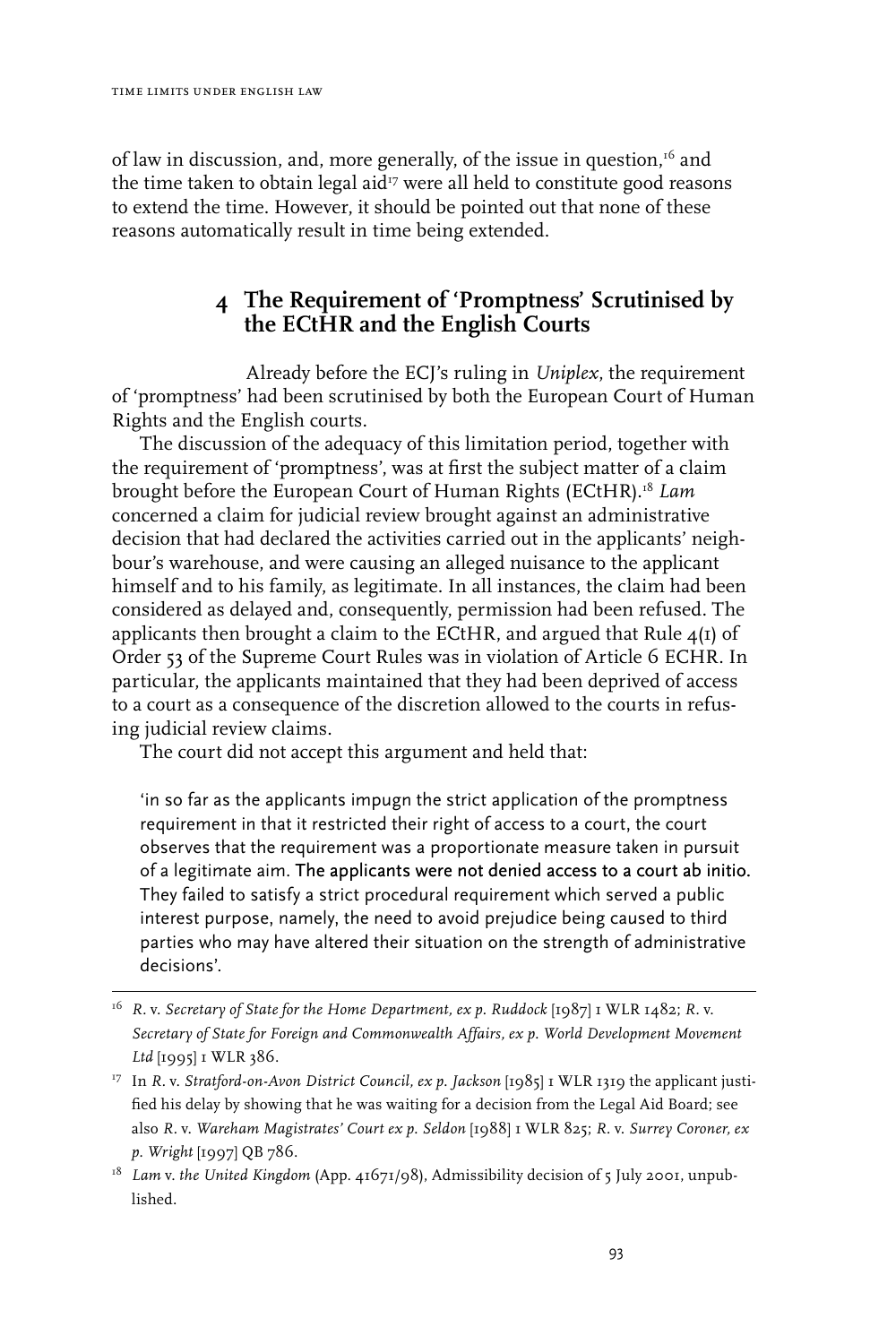of law in discussion, and, more generally, of the issue in question,[16] and the time taken to obtain legal aid[17] were all held to constitute good reasons to extend the time. However, it should be pointed out that none of these reasons automatically result in time being extended.

## 4 The Requirement of 'Promptness' Scrutinised by the ECtHR and the English Courts

Already before the ECJ's ruling in *Uniplex*, the requirement of 'promptness' had been scrutinised by both the European Court of Human Rights and the English courts.

The discussion of the adequacy of this limitation period, together with the requirement of 'promptness', was at first the subject matter of a claim brought before the European Court of Human Rights (ECtHR).[18] *Lam* concerned a claim for judicial review brought against an administrative decision that had declared the activities carried out in the applicants' neighbour's warehouse, and were causing an alleged nuisance to the applicant himself and to his family, as legitimate. In all instances, the claim had been considered as delayed and, consequently, permission had been refused. The applicants then brought a claim to the ECtHR, and argued that Rule 4(1) of Order 53 of the Supreme Court Rules was in violation of Article 6 ECHR. In particular, the applicants maintained that they had been deprived of access to a court as a consequence of the discretion allowed to the courts in refusing judicial review claims.

The court did not accept this argument and held that:

> 'in so far as the applicants impugn the strict application of the promptness requirement in that it restricted their right of access to a court, the court observes that the requirement was a proportionate measure taken in pursuit of a legitimate aim. The applicants were not denied access to a court ab initio. They failed to satisfy a strict procedural requirement which served a public interest purpose, namely, the need to avoid prejudice being caused to third parties who may have altered their situation on the strength of administrative decisions'.

---

[16] *R.* v. *Secretary of State for the Home Department, ex p. Ruddock* [1987] 1 WLR 1482; *R.* v. *Secretary of State for Foreign and Commonwealth Affairs, ex p. World Development Movement Ltd* [1995] 1 WLR 386.

[17] In *R.* v. *Stratford-on-Avon District Council, ex p. Jackson* [1985] 1 WLR 1319 the applicant justified his delay by showing that he was waiting for a decision from the Legal Aid Board; see also *R.* v. *Wareham Magistrates' Court ex p. Seldon* [1988] 1 WLR 825; *R.* v. *Surrey Coroner, ex p. Wright* [1997] QB 786.

[18] *Lam* v. *the United Kingdom* (App. 41671/98), Admissibility decision of 5 July 2001, unpublished.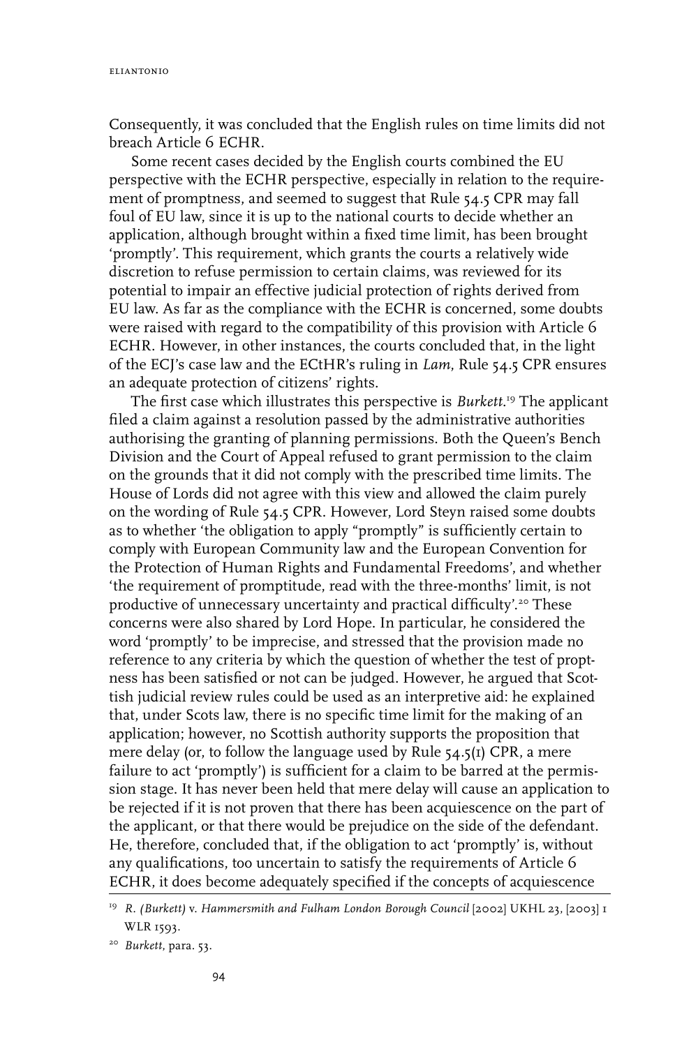Consequently, it was concluded that the English rules on time limits did not breach Article 6 ECHR.

Some recent cases decided by the English courts combined the EU perspective with the ECHR perspective, especially in relation to the requirement of promptness, and seemed to suggest that Rule 54.5 CPR may fall foul of EU law, since it is up to the national courts to decide whether an application, although brought within a fixed time limit, has been brought 'promptly'. This requirement, which grants the courts a relatively wide discretion to refuse permission to certain claims, was reviewed for its potential to impair an effective judicial protection of rights derived from EU law. As far as the compliance with the ECHR is concerned, some doubts were raised with regard to the compatibility of this provision with Article 6 ECHR. However, in other instances, the courts concluded that, in the light of the ECJ's case law and the ECtHR's ruling in *Lam*, Rule 54.5 CPR ensures an adequate protection of citizens' rights.

The first case which illustrates this perspective is *Burkett*.[19] The applicant filed a claim against a resolution passed by the administrative authorities authorising the granting of planning permissions. Both the Queen's Bench Division and the Court of Appeal refused to grant permission to the claim on the grounds that it did not comply with the prescribed time limits. The House of Lords did not agree with this view and allowed the claim purely on the wording of Rule 54.5 CPR. However, Lord Steyn raised some doubts as to whether 'the obligation to apply "promptly" is sufficiently certain to comply with European Community law and the European Convention for the Protection of Human Rights and Fundamental Freedoms', and whether 'the requirement of promptitude, read with the three-months' limit, is not productive of unnecessary uncertainty and practical difficulty'.[20] These concerns were also shared by Lord Hope. In particular, he considered the word 'promptly' to be imprecise, and stressed that the provision made no reference to any criteria by which the question of whether the test of proptness has been satisfied or not can be judged. However, he argued that Scottish judicial review rules could be used as an interpretive aid: he explained that, under Scots law, there is no specific time limit for the making of an application; however, no Scottish authority supports the proposition that mere delay (or, to follow the language used by Rule 54.5(1) CPR, a mere failure to act 'promptly') is sufficient for a claim to be barred at the permission stage. It has never been held that mere delay will cause an application to be rejected if it is not proven that there has been acquiescence on the part of the applicant, or that there would be prejudice on the side of the defendant. He, therefore, concluded that, if the obligation to act 'promptly' is, without any qualifications, too uncertain to satisfy the requirements of Article 6 ECHR, it does become adequately specified if the concepts of acquiescence

[19] *R. (Burkett)* v. *Hammersmith and Fulham London Borough Council* [2002] UKHL 23, [2003] 1 WLR 1593.

[20] *Burkett*, para. 53.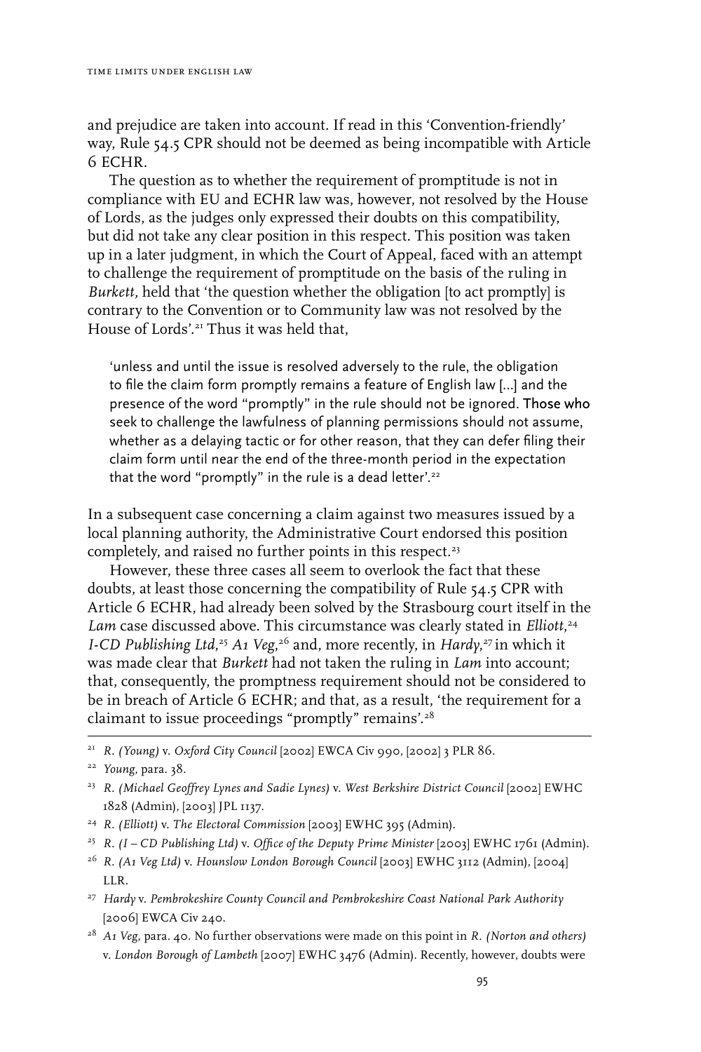and prejudice are taken into account. If read in this 'Convention-friendly' way, Rule 54.5 CPR should not be deemed as being incompatible with Article 6 ECHR.

The question as to whether the requirement of promptitude is not in compliance with EU and ECHR law was, however, not resolved by the House of Lords, as the judges only expressed their doubts on this compatibility, but did not take any clear position in this respect. This position was taken up in a later judgment, in which the Court of Appeal, faced with an attempt to challenge the requirement of promptitude on the basis of the ruling in *Burkett*, held that 'the question whether the obligation [to act promptly] is contrary to the Convention or to Community law was not resolved by the House of Lords'.[21] Thus it was held that,

> 'unless and until the issue is resolved adversely to the rule, the obligation to file the claim form promptly remains a feature of English law [...] and the presence of the word "promptly" in the rule should not be ignored. Those who seek to challenge the lawfulness of planning permissions should not assume, whether as a delaying tactic or for other reason, that they can defer filing their claim form until near the end of the three-month period in the expectation that the word "promptly" in the rule is a dead letter'.[22]

In a subsequent case concerning a claim against two measures issued by a local planning authority, the Administrative Court endorsed this position completely, and raised no further points in this respect.[23]

However, these three cases all seem to overlook the fact that these doubts, at least those concerning the compatibility of Rule 54.5 CPR with Article 6 ECHR, had already been solved by the Strasbourg court itself in the *Lam* case discussed above. This circumstance was clearly stated in *Elliott*,[24] *I-CD Publishing Ltd*,[25] *A1 Veg*,[26] and, more recently, in *Hardy*,[27] in which it was made clear that *Burkett* had not taken the ruling in *Lam* into account; that, consequently, the promptness requirement should not be considered to be in breach of Article 6 ECHR; and that, as a result, 'the requirement for a claimant to issue proceedings "promptly" remains'.[28]

---

[21] *R. (Young)* v. *Oxford City Council* [2002] EWCA Civ 990, [2002] 3 PLR 86.

[22] *Young*, para. 38.

[23] *R. (Michael Geoffrey Lynes and Sadie Lynes)* v. *West Berkshire District Council* [2002] EWHC 1828 (Admin), [2003] JPL 1137.

[24] *R. (Elliott)* v. *The Electoral Commission* [2003] EWHC 395 (Admin).

[25] *R. (I – CD Publishing Ltd)* v. *Office of the Deputy Prime Minister* [2003] EWHC 1761 (Admin).

[26] *R. (A1 Veg Ltd)* v. *Hounslow London Borough Council* [2003] EWHC 3112 (Admin), [2004] LLR.

[27] *Hardy* v. *Pembrokeshire County Council and Pembrokeshire Coast National Park Authority* [2006] EWCA Civ 240.

[28] *A1 Veg*, para. 40. No further observations were made on this point in *R. (Norton and others)* v. *London Borough of Lambeth* [2007] EWHC 3476 (Admin). Recently, however, doubts were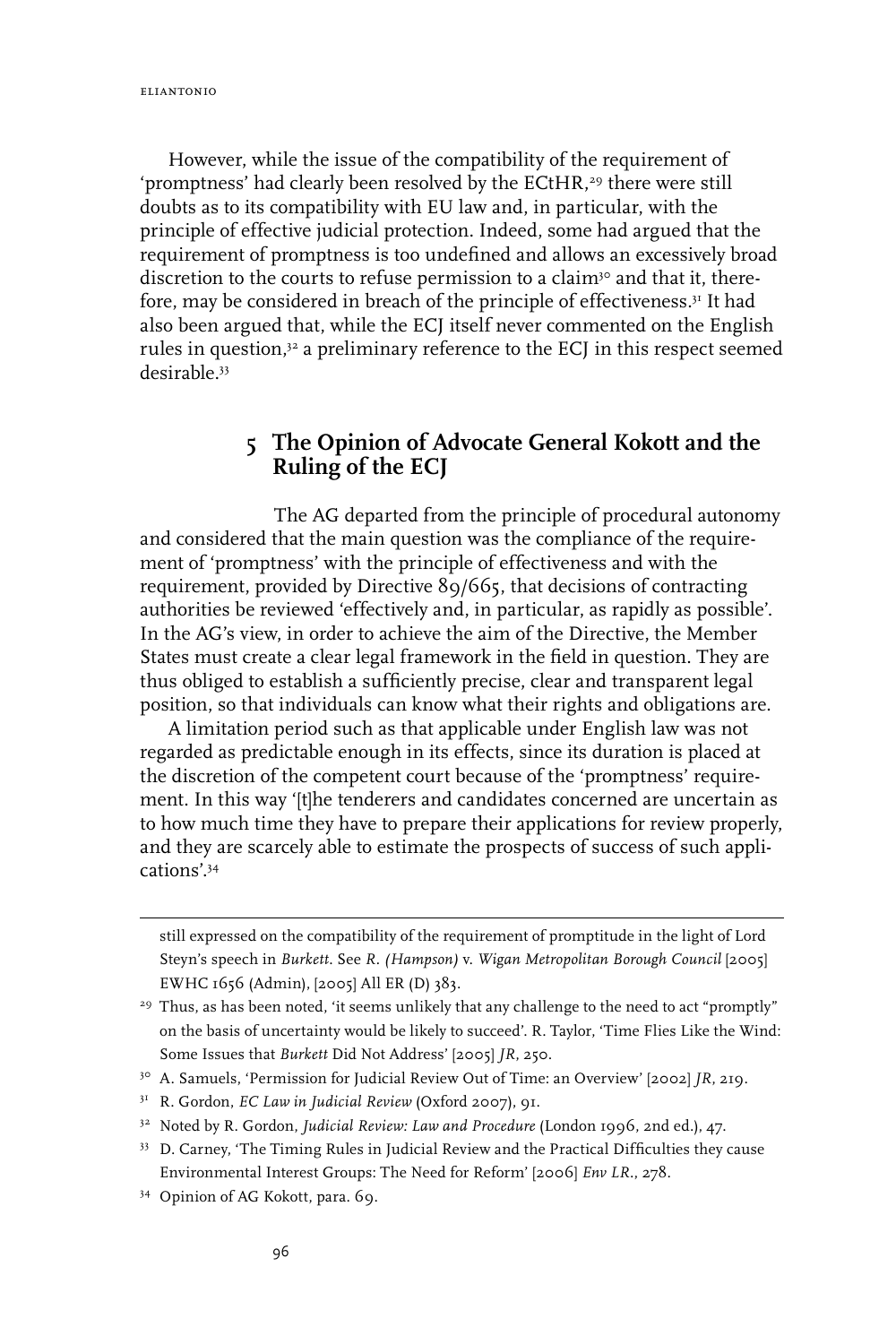However, while the issue of the compatibility of the requirement of 'promptness' had clearly been resolved by the ECtHR,[29] there were still doubts as to its compatibility with EU law and, in particular, with the principle of effective judicial protection. Indeed, some had argued that the requirement of promptness is too undefined and allows an excessively broad discretion to the courts to refuse permission to a claim[30] and that it, therefore, may be considered in breach of the principle of effectiveness.[31] It had also been argued that, while the ECJ itself never commented on the English rules in question,[32] a preliminary reference to the ECJ in this respect seemed desirable.[33]

## 5 The Opinion of Advocate General Kokott and the Ruling of the ECJ

The AG departed from the principle of procedural autonomy and considered that the main question was the compliance of the requirement of 'promptness' with the principle of effectiveness and with the requirement, provided by Directive 89/665, that decisions of contracting authorities be reviewed 'effectively and, in particular, as rapidly as possible'. In the AG's view, in order to achieve the aim of the Directive, the Member States must create a clear legal framework in the field in question. They are thus obliged to establish a sufficiently precise, clear and transparent legal position, so that individuals can know what their rights and obligations are.

A limitation period such as that applicable under English law was not regarded as predictable enough in its effects, since its duration is placed at the discretion of the competent court because of the 'promptness' requirement. In this way '[t]he tenderers and candidates concerned are uncertain as to how much time they have to prepare their applications for review properly, and they are scarcely able to estimate the prospects of success of such applications'.[34]

---

still expressed on the compatibility of the requirement of promptitude in the light of Lord Steyn's speech in *Burkett*. See *R. (Hampson)* v. *Wigan Metropolitan Borough Council* [2005] EWHC 1656 (Admin), [2005] All ER (D) 383.

[29] Thus, as has been noted, 'it seems unlikely that any challenge to the need to act "promptly" on the basis of uncertainty would be likely to succeed'. R. Taylor, 'Time Flies Like the Wind: Some Issues that *Burkett* Did Not Address' [2005] *JR*, 250.

[30] A. Samuels, 'Permission for Judicial Review Out of Time: an Overview' [2002] *JR*, 219.

[31] R. Gordon, *EC Law in Judicial Review* (Oxford 2007), 91.

[32] Noted by R. Gordon, *Judicial Review: Law and Procedure* (London 1996, 2nd ed.), 47.

[33] D. Carney, 'The Timing Rules in Judicial Review and the Practical Difficulties they cause Environmental Interest Groups: The Need for Reform' [2006] *Env LR*., 278.

[34] Opinion of AG Kokott, para. 69.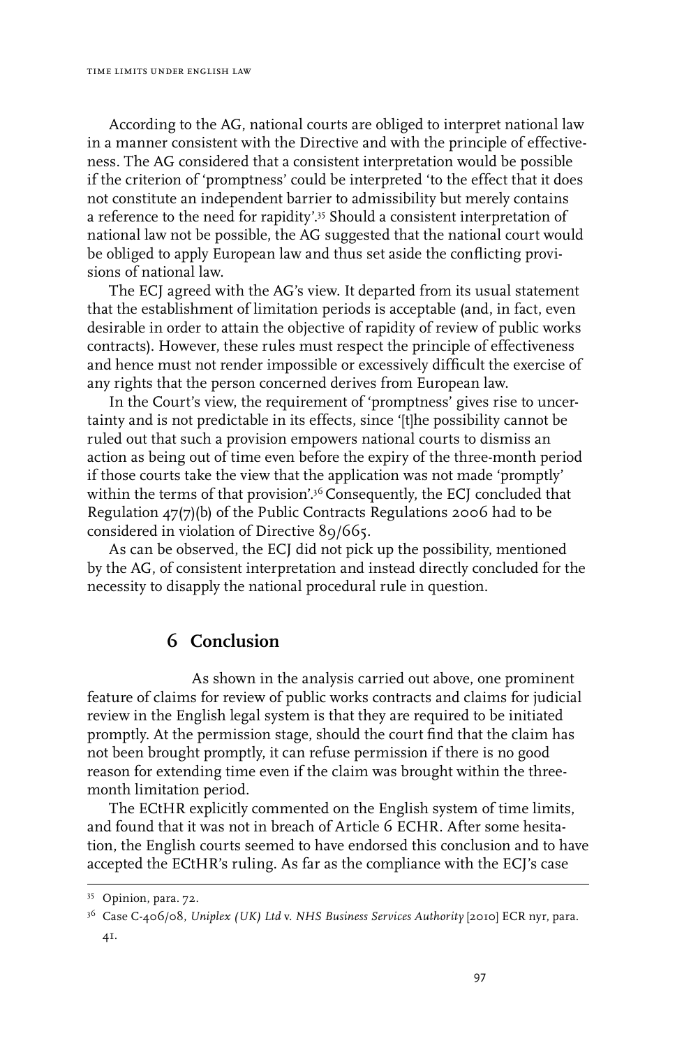According to the AG, national courts are obliged to interpret national law in a manner consistent with the Directive and with the principle of effectiveness. The AG considered that a consistent interpretation would be possible if the criterion of 'promptness' could be interpreted 'to the effect that it does not constitute an independent barrier to admissibility but merely contains a reference to the need for rapidity'.[35] Should a consistent interpretation of national law not be possible, the AG suggested that the national court would be obliged to apply European law and thus set aside the conflicting provisions of national law.

The ECJ agreed with the AG's view. It departed from its usual statement that the establishment of limitation periods is acceptable (and, in fact, even desirable in order to attain the objective of rapidity of review of public works contracts). However, these rules must respect the principle of effectiveness and hence must not render impossible or excessively difficult the exercise of any rights that the person concerned derives from European law.

In the Court's view, the requirement of 'promptness' gives rise to uncertainty and is not predictable in its effects, since '[t]he possibility cannot be ruled out that such a provision empowers national courts to dismiss an action as being out of time even before the expiry of the three-month period if those courts take the view that the application was not made 'promptly' within the terms of that provision'.[36] Consequently, the ECJ concluded that Regulation 47(7)(b) of the Public Contracts Regulations 2006 had to be considered in violation of Directive 89/665.

As can be observed, the ECJ did not pick up the possibility, mentioned by the AG, of consistent interpretation and instead directly concluded for the necessity to disapply the national procedural rule in question.

## 6 Conclusion

As shown in the analysis carried out above, one prominent feature of claims for review of public works contracts and claims for judicial review in the English legal system is that they are required to be initiated promptly. At the permission stage, should the court find that the claim has not been brought promptly, it can refuse permission if there is no good reason for extending time even if the claim was brought within the three-month limitation period.

The ECtHR explicitly commented on the English system of time limits, and found that it was not in breach of Article 6 ECHR. After some hesitation, the English courts seemed to have endorsed this conclusion and to have accepted the ECtHR's ruling. As far as the compliance with the ECJ's case

---

[35] Opinion, para. 72.

[36] Case C-406/08, *Uniplex (UK) Ltd* v. *NHS Business Services Authority* [2010] ECR nyr, para. 41.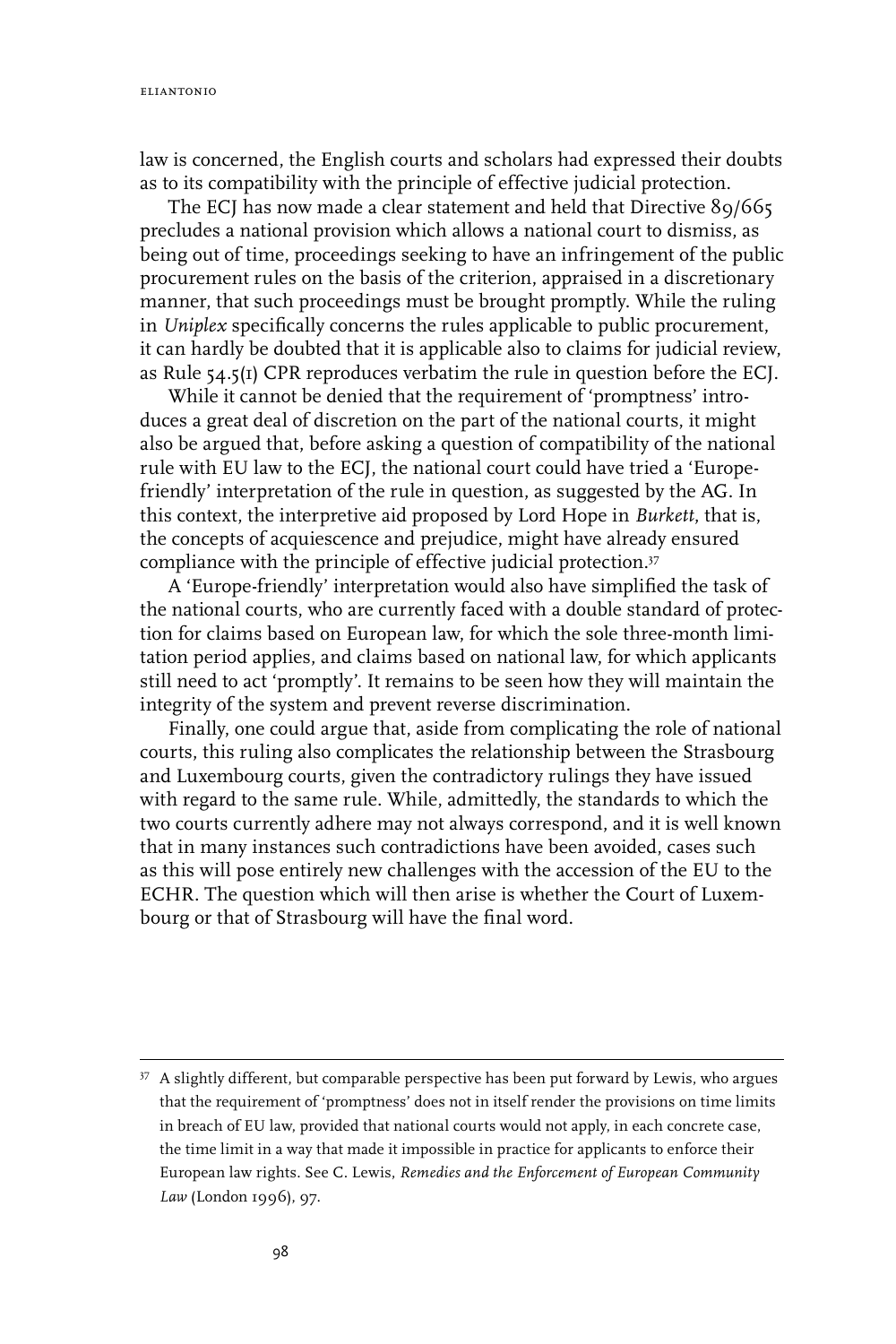law is concerned, the English courts and scholars had expressed their doubts as to its compatibility with the principle of effective judicial protection.

The ECJ has now made a clear statement and held that Directive 89/665 precludes a national provision which allows a national court to dismiss, as being out of time, proceedings seeking to have an infringement of the public procurement rules on the basis of the criterion, appraised in a discretionary manner, that such proceedings must be brought promptly. While the ruling in *Uniplex* specifically concerns the rules applicable to public procurement, it can hardly be doubted that it is applicable also to claims for judicial review, as Rule 54.5(1) CPR reproduces verbatim the rule in question before the ECJ.

While it cannot be denied that the requirement of 'promptness' introduces a great deal of discretion on the part of the national courts, it might also be argued that, before asking a question of compatibility of the national rule with EU law to the ECJ, the national court could have tried a 'Europe-friendly' interpretation of the rule in question, as suggested by the AG. In this context, the interpretive aid proposed by Lord Hope in *Burkett*, that is, the concepts of acquiescence and prejudice, might have already ensured compliance with the principle of effective judicial protection.[37]

A 'Europe-friendly' interpretation would also have simplified the task of the national courts, who are currently faced with a double standard of protection for claims based on European law, for which the sole three-month limitation period applies, and claims based on national law, for which applicants still need to act 'promptly'. It remains to be seen how they will maintain the integrity of the system and prevent reverse discrimination.

Finally, one could argue that, aside from complicating the role of national courts, this ruling also complicates the relationship between the Strasbourg and Luxembourg courts, given the contradictory rulings they have issued with regard to the same rule. While, admittedly, the standards to which the two courts currently adhere may not always correspond, and it is well known that in many instances such contradictions have been avoided, cases such as this will pose entirely new challenges with the accession of the EU to the ECHR. The question which will then arise is whether the Court of Luxembourg or that of Strasbourg will have the final word.

---

[37] A slightly different, but comparable perspective has been put forward by Lewis, who argues that the requirement of 'promptness' does not in itself render the provisions on time limits in breach of EU law, provided that national courts would not apply, in each concrete case, the time limit in a way that made it impossible in practice for applicants to enforce their European law rights. See C. Lewis, *Remedies and the Enforcement of European Community Law* (London 1996), 97.